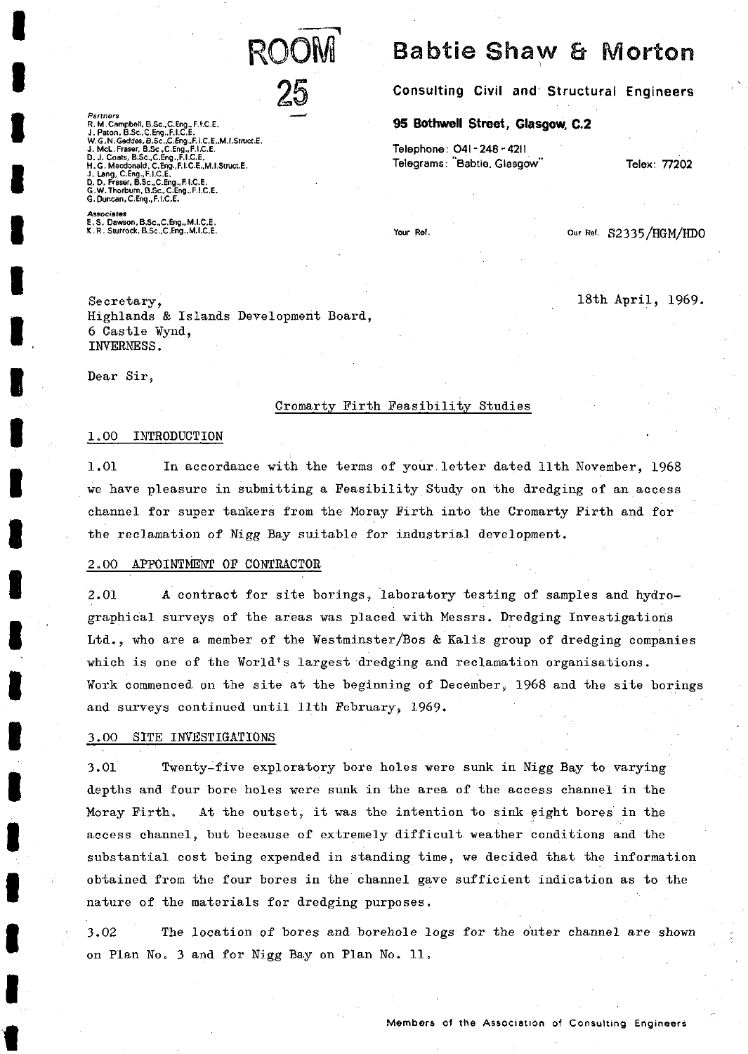ROOM 25

# Babtie Shaw & Morton

**Consulting Civil and Structural Engineers**

**95 Bothwell Street, Glasgow, C.2**

Telephone: 041 - 248 - 4211
Telegrams: "Babtie. Glasgow"
Telex: 77202

*Partners*
R. M. Campbell, B.Sc., C.Eng., F.I.C.E.
J. Paton, B.Sc., C.Eng., F.I.C.E.
W. G. N. Geddes, B.Sc., C.Eng., F.I.C.E., M.I.Struct.E.
J. McL. Fraser, B.Sc., C.Eng., F.I.C.E.
D. J. Coats, B.Sc., C.Eng., F.I.C.E.
H. G. Macdonald, C.Eng., F.I.C.E., M.I.Struct.E.
J. Lang, C.Eng., F.I.C.E.
D. D. Fraser, B.Sc., C.Eng., F.I.C.E.
G. W. Thorburn, B.Sc., C.Eng., F.I.C.E.
G. Duncan, C.Eng., F.I.C.E.

*Associates*
E. S. Dawson, B.Sc., C.Eng., M.I.C.E.
K. R. Sturrock, B.Sc., C.Eng., M.I.C.E.

Your Ref.

Our Ref. S2335/HGM/HDO

18th April, 1969.

Secretary,
Highlands & Islands Development Board,
6 Castle Wynd,
INVERNESS.

Dear Sir,

## Cromarty Firth Feasibility Studies

### 1.00 INTRODUCTION

1.01 In accordance with the terms of your letter dated 11th November, 1968 we have pleasure in submitting a Feasibility Study on the dredging of an access channel for super tankers from the Moray Firth into the Cromarty Firth and for the reclamation of Nigg Bay suitable for industrial development.

### 2.00 APPOINTMENT OF CONTRACTOR

2.01 A contract for site borings, laboratory testing of samples and hydrographical surveys of the areas was placed with Messrs. Dredging Investigations Ltd., who are a member of the Westminster/Bos & Kalis group of dredging companies which is one of the World's largest dredging and reclamation organisations. Work commenced on the site at the beginning of December, 1968 and the site borings and surveys continued until 11th February, 1969.

### 3.00 SITE INVESTIGATIONS

3.01 Twenty-five exploratory bore holes were sunk in Nigg Bay to varying depths and four bore holes were sunk in the area of the access channel in the Moray Firth. At the outset, it was the intention to sink eight bores in the access channel, but because of extremely difficult weather conditions and the substantial cost being expended in standing time, we decided that the information obtained from the four bores in the channel gave sufficient indication as to the nature of the materials for dredging purposes.

3.02 The location of bores and borehole logs for the outer channel are shown on Plan No. 3 and for Nigg Bay on Plan No. 11.

Members of the Association of Consulting Engineers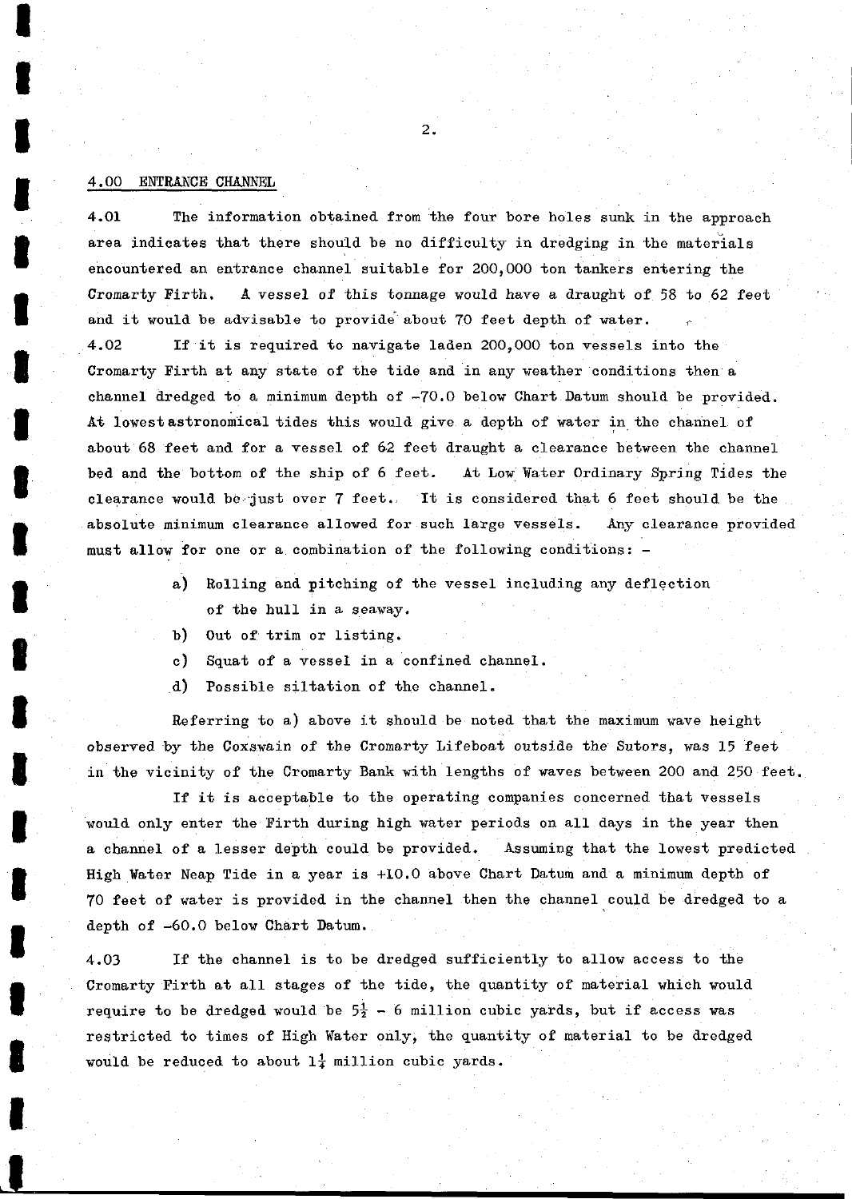## 4.00 ENTRANCE CHANNEL

4.01 The information obtained from the four bore holes sunk in the approach area indicates that there should be no difficulty in dredging in the materials encountered an entrance channel suitable for 200,000 ton tankers entering the Cromarty Firth. A vessel of this tonnage would have a draught of 58 to 62 feet and it would be advisable to provide about 70 feet depth of water.

4.02 If it is required to navigate laden 200,000 ton vessels into the Cromarty Firth at any state of the tide and in any weather conditions then a channel dredged to a minimum depth of -70.0 below Chart Datum should be provided. At lowest astronomical tides this would give a depth of water in the channel of about 68 feet and for a vessel of 62 feet draught a clearance between the channel bed and the bottom of the ship of 6 feet. At Low Water Ordinary Spring Tides the clearance would be just over 7 feet. It is considered that 6 feet should be the absolute minimum clearance allowed for such large vessels. Any clearance provided must allow for one or a combination of the following conditions: -

- a) Rolling and pitching of the vessel including any deflection of the hull in a seaway.
- b) Out of trim or listing.
- c) Squat of a vessel in a confined channel.
- d) Possible siltation of the channel.

Referring to a) above it should be noted that the maximum wave height observed by the Coxswain of the Cromarty Lifeboat outside the Sutors, was 15 feet in the vicinity of the Cromarty Bank with lengths of waves between 200 and 250 feet.

If it is acceptable to the operating companies concerned that vessels would only enter the Firth during high water periods on all days in the year then a channel of a lesser depth could be provided. Assuming that the lowest predicted High Water Neap Tide in a year is +10.0 above Chart Datum and a minimum depth of 70 feet of water is provided in the channel then the channel could be dredged to a depth of -60.0 below Chart Datum.

4.03 If the channel is to be dredged sufficiently to allow access to the Cromarty Firth at all stages of the tide, the quantity of material which would require to be dredged would be $5\frac{1}{2}$ - 6 million cubic yards, but if access was restricted to times of High Water only, the quantity of material to be dredged would be reduced to about $1\frac{1}{4}$ million cubic yards.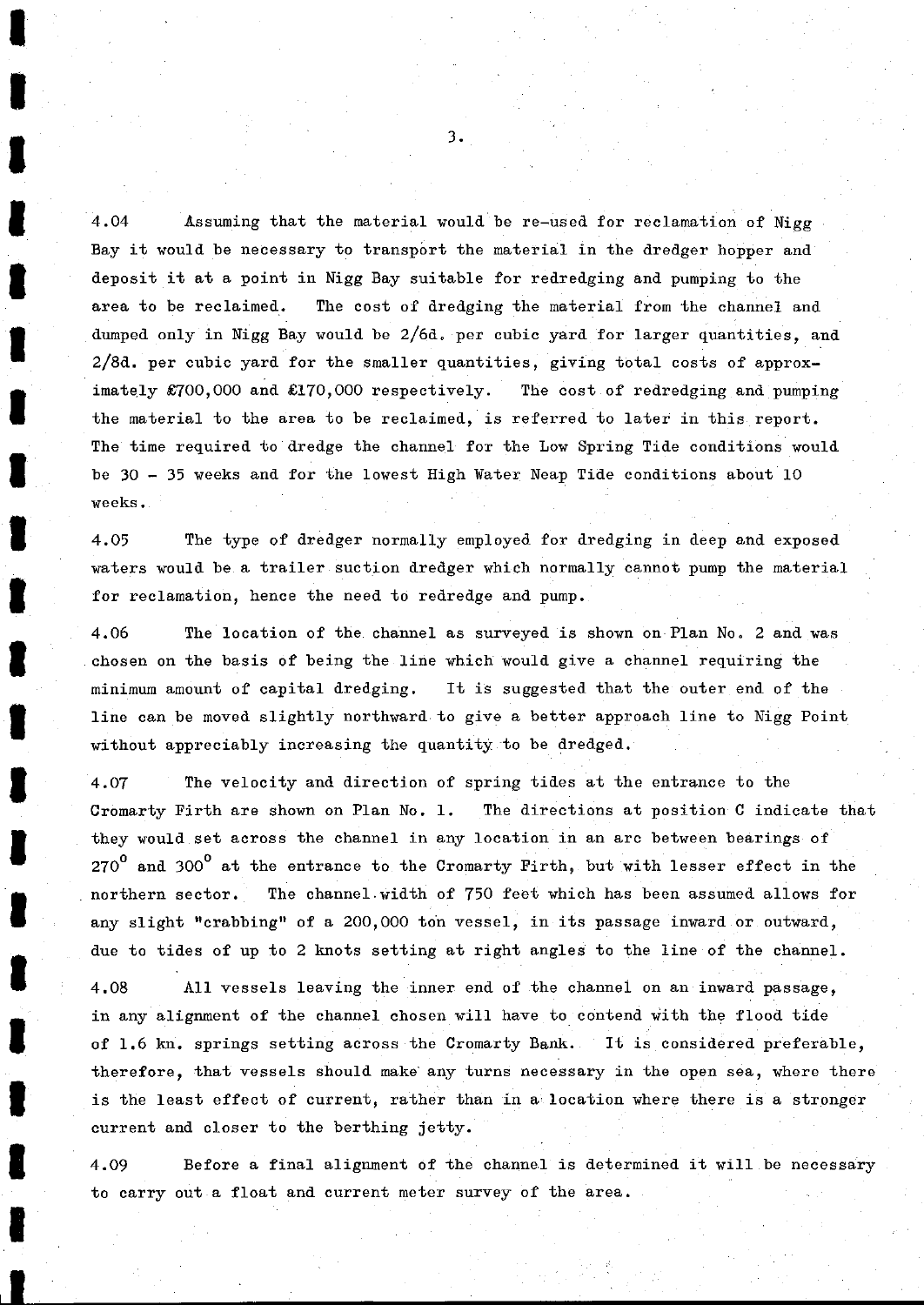4.04 Assuming that the material would be re-used for reclamation of Nigg Bay it would be necessary to transport the material in the dredger hopper and deposit it at a point in Nigg Bay suitable for redredging and pumping to the area to be reclaimed. The cost of dredging the material from the channel and dumped only in Nigg Bay would be 2/6d. per cubic yard for larger quantities, and 2/8d. per cubic yard for the smaller quantities, giving total costs of approximately £700,000 and £170,000 respectively. The cost of redredging and pumping the material to the area to be reclaimed, is referred to later in this report. The time required to dredge the channel for the Low Spring Tide conditions would be 30 - 35 weeks and for the lowest High Water Neap Tide conditions about 10 weeks.

4.05 The type of dredger normally employed for dredging in deep and exposed waters would be a trailer suction dredger which normally cannot pump the material for reclamation, hence the need to redredge and pump.

4.06 The location of the channel as surveyed is shown on Plan No. 2 and was chosen on the basis of being the line which would give a channel requiring the minimum amount of capital dredging. It is suggested that the outer end of the line can be moved slightly northward to give a better approach line to Nigg Point without appreciably increasing the quantity to be dredged.

4.07 The velocity and direction of spring tides at the entrance to the Cromarty Firth are shown on Plan No. 1. The directions at position C indicate that they would set across the channel in any location in an arc between bearings of $270^{\circ}$ and $300^{\circ}$ at the entrance to the Cromarty Firth, but with lesser effect in the northern sector. The channel width of 750 feet which has been assumed allows for any slight "crabbing" of a 200,000 ton vessel, in its passage inward or outward, due to tides of up to 2 knots setting at right angles to the line of the channel.

4.08 All vessels leaving the inner end of the channel on an inward passage, in any alignment of the channel chosen will have to contend with the flood tide of 1.6 kn. springs setting across the Cromarty Bank. It is considered preferable, therefore, that vessels should make any turns necessary in the open sea, where there is the least effect of current, rather than in a location where there is a stronger current and closer to the berthing jetty.

4.09 Before a final alignment of the channel is determined it will be necessary to carry out a float and current meter survey of the area.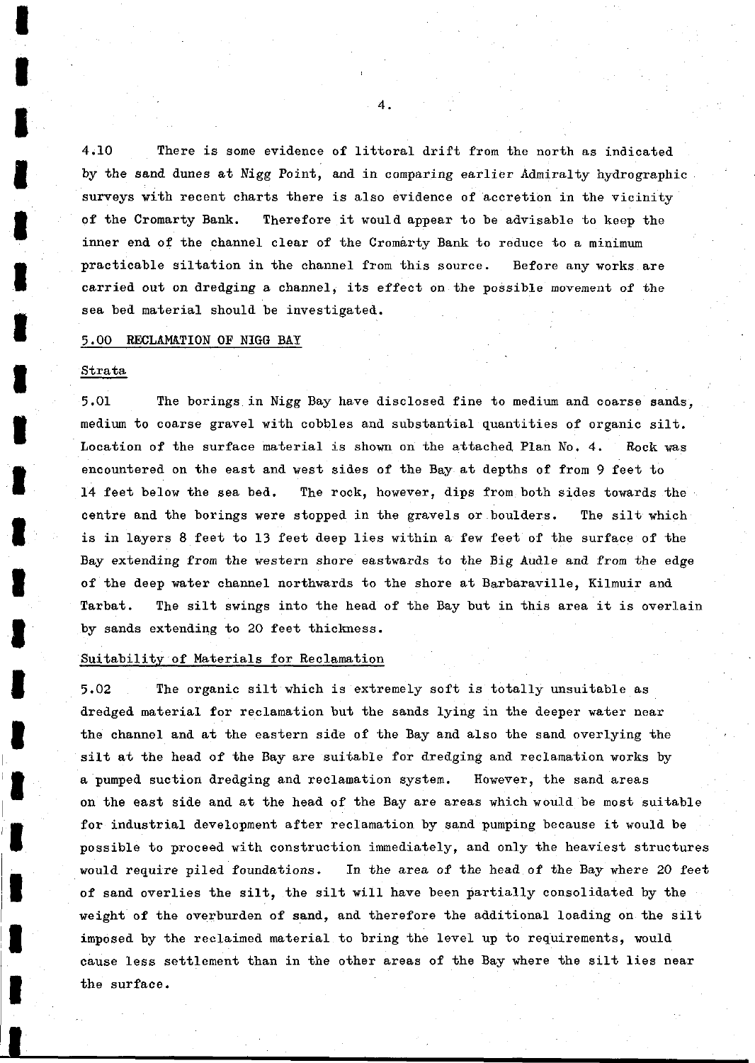4.10 There is some evidence of littoral drift from the north as indicated by the sand dunes at Nigg Point, and in comparing earlier Admiralty hydrographic surveys with recent charts there is also evidence of accretion in the vicinity of the Cromarty Bank. Therefore it would appear to be advisable to keep the inner end of the channel clear of the Cromarty Bank to reduce to a minimum practicable siltation in the channel from this source. Before any works are carried out on dredging a channel, its effect on the possible movement of the sea bed material should be investigated.

## 5.00 RECLAMATION OF NIGG BAY

### Strata

5.01 The borings in Nigg Bay have disclosed fine to medium and coarse sands, medium to coarse gravel with cobbles and substantial quantities of organic silt. Location of the surface material is shown on the attached Plan No. 4. Rock was encountered on the east and west sides of the Bay at depths of from 9 feet to 14 feet below the sea bed. The rock, however, dips from both sides towards the centre and the borings were stopped in the gravels or boulders. The silt which is in layers 8 feet to 13 feet deep lies within a few feet of the surface of the Bay extending from the western shore eastwards to the Big Audle and from the edge of the deep water channel northwards to the shore at Barbaraville, Kilmuir and Tarbat. The silt swings into the head of the Bay but in this area it is overlain by sands extending to 20 feet thickness.

### Suitability of Materials for Reclamation

5.02 The organic silt which is extremely soft is totally unsuitable as dredged material for reclamation but the sands lying in the deeper water near the channel and at the eastern side of the Bay and also the sand overlying the silt at the head of the Bay are suitable for dredging and reclamation works by a pumped suction dredging and reclamation system. However, the sand areas on the east side and at the head of the Bay are areas which would be most suitable for industrial development after reclamation by sand pumping because it would be possible to proceed with construction immediately, and only the heaviest structures would require piled foundations. In the area of the head of the Bay where 20 feet of sand overlies the silt, the silt will have been partially consolidated by the weight of the overburden of sand, and therefore the additional loading on the silt imposed by the reclaimed material to bring the level up to requirements, would cause less settlement than in the other areas of the Bay where the silt lies near the surface.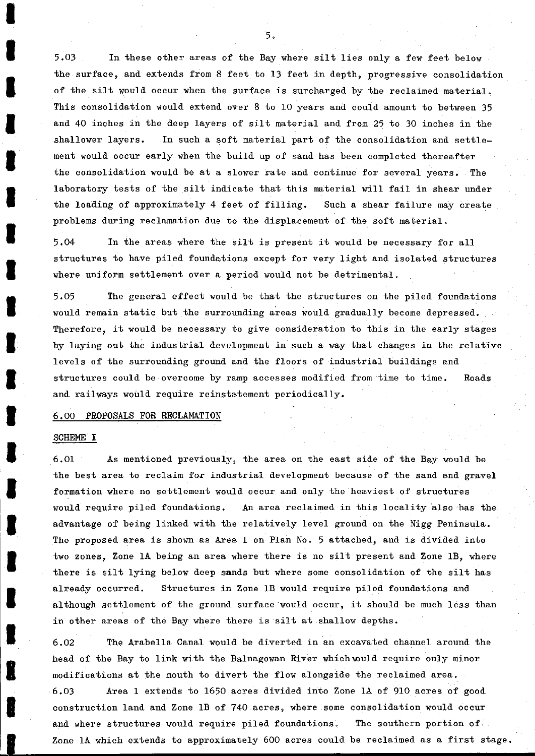5.03 In these other areas of the Bay where silt lies only a few feet below the surface, and extends from 8 feet to 13 feet in depth, progressive consolidation of the silt would occur when the surface is surcharged by the reclaimed material. This consolidation would extend over 8 to 10 years and could amount to between 35 and 40 inches in the deep layers of silt material and from 25 to 30 inches in the shallower layers. In such a soft material part of the consolidation and settlement would occur early when the build up of sand has been completed thereafter the consolidation would be at a slower rate and continue for several years. The laboratory tests of the silt indicate that this material will fail in shear under the loading of approximately 4 feet of filling. Such a shear failure may create problems during reclamation due to the displacement of the soft material.

5.04 In the areas where the silt is present it would be necessary for all structures to have piled foundations except for very light and isolated structures where uniform settlement over a period would not be detrimental.

5.05 The general effect would be that the structures on the piled foundations would remain static but the surrounding areas would gradually become depressed. Therefore, it would be necessary to give consideration to this in the early stages by laying out the industrial development in such a way that changes in the relative levels of the surrounding ground and the floors of industrial buildings and structures could be overcome by ramp accesses modified from time to time. Roads and railways would require reinstatement periodically.

## 6.00 PROPOSALS FOR RECLAMATION

### SCHEME I

6.01 As mentioned previously, the area on the east side of the Bay would be the best area to reclaim for industrial development because of the sand and gravel formation where no settlement would occur and only the heaviest of structures would require piled foundations. An area reclaimed in this locality also has the advantage of being linked with the relatively level ground on the Nigg Peninsula. The proposed area is shown as Area 1 on Plan No. 5 attached, and is divided into two zones, Zone 1A being an area where there is no silt present and Zone 1B, where there is silt lying below deep sands but where some consolidation of the silt has already occurred. Structures in Zone 1B would require piled foundations and although settlement of the ground surface would occur, it should be much less than in other areas of the Bay where there is silt at shallow depths.

6.02 The Arabella Canal would be diverted in an excavated channel around the head of the Bay to link with the Balnagowan River which would require only minor modifications at the mouth to divert the flow alongside the reclaimed area.

6.03 Area 1 extends to 1650 acres divided into Zone 1A of 910 acres of good construction land and Zone 1B of 740 acres, where some consolidation would occur and where structures would require piled foundations. The southern portion of Zone 1A which extends to approximately 600 acres could be reclaimed as a first stage.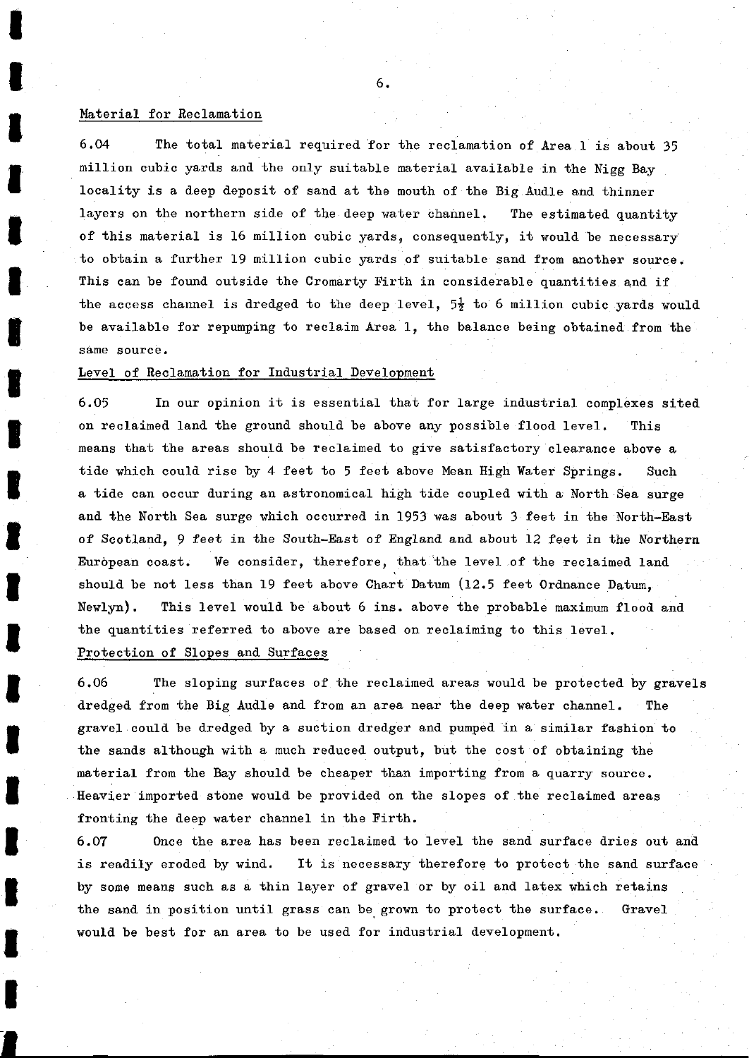### Material for Reclamation

6.04 The total material required for the reclamation of Area 1 is about 35 million cubic yards and the only suitable material available in the Nigg Bay locality is a deep deposit of sand at the mouth of the Big Audle and thinner layers on the northern side of the deep water channel. The estimated quantity of this material is 16 million cubic yards, consequently, it would be necessary to obtain a further 19 million cubic yards of suitable sand from another source. This can be found outside the Cromarty Firth in considerable quantities and if the access channel is dredged to the deep level, $5\frac{1}{2}$ to 6 million cubic yards would be available for repumping to reclaim Area 1, the balance being obtained from the same source.

### Level of Reclamation for Industrial Development

6.05 In our opinion it is essential that for large industrial complexes sited on reclaimed land the ground should be above any possible flood level. This means that the areas should be reclaimed to give satisfactory clearance above a tide which could rise by 4 feet to 5 feet above Mean High Water Springs. Such a tide can occur during an astronomical high tide coupled with a North Sea surge and the North Sea surge which occurred in 1953 was about 3 feet in the North-East of Scotland, 9 feet in the South-East of England and about 12 feet in the Northern European coast. We consider, therefore, that the level of the reclaimed land should be not less than 19 feet above Chart Datum (12.5 feet Ordnance Datum, Newlyn). This level would be about 6 ins. above the probable maximum flood and the quantities referred to above are based on reclaiming to this level.

### Protection of Slopes and Surfaces

6.06 The sloping surfaces of the reclaimed areas would be protected by gravels dredged from the Big Audle and from an area near the deep water channel. The gravel could be dredged by a suction dredger and pumped in a similar fashion to the sands although with a much reduced output, but the cost of obtaining the material from the Bay should be cheaper than importing from a quarry source. Heavier imported stone would be provided on the slopes of the reclaimed areas fronting the deep water channel in the Firth.

6.07 Once the area has been reclaimed to level the sand surface dries out and is readily eroded by wind. It is necessary therefore to protect the sand surface by some means such as a thin layer of gravel or by oil and latex which retains the sand in position until grass can be grown to protect the surface. Gravel would be best for an area to be used for industrial development.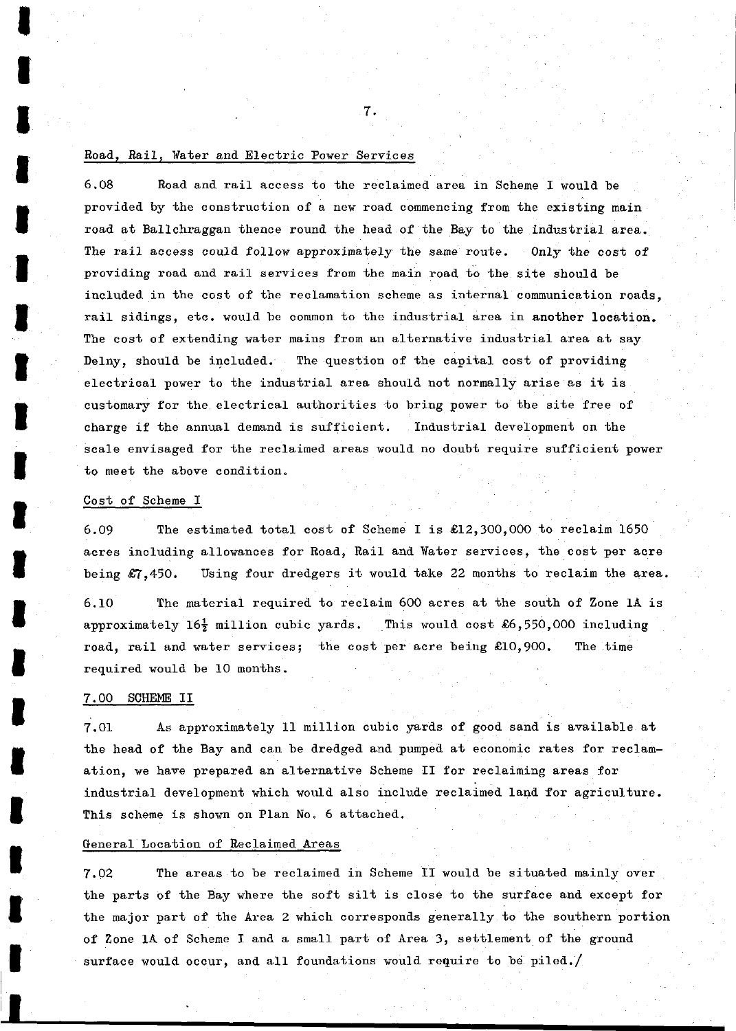Road, Rail, Water and Electric Power Services

6.08 Road and rail access to the reclaimed area in Scheme I would be provided by the construction of a new road commencing from the existing main road at Ballchraggan thence round the head of the Bay to the industrial area. The rail access could follow approximately the same route. Only the cost of providing road and rail services from the main road to the site should be included in the cost of the reclamation scheme as internal communication roads, rail sidings, etc. would be common to the industrial area in another location. The cost of extending water mains from an alternative industrial area at say Delny, should be included. The question of the capital cost of providing electrical power to the industrial area should not normally arise as it is customary for the electrical authorities to bring power to the site free of charge if the annual demand is sufficient. Industrial development on the scale envisaged for the reclaimed areas would no doubt require sufficient power to meet the above condition.

Cost of Scheme I

6.09 The estimated total cost of Scheme I is £12,300,000 to reclaim 1650 acres including allowances for Road, Rail and Water services, the cost per acre being £7,450. Using four dredgers it would take 22 months to reclaim the area.

6.10 The material required to reclaim 600 acres at the south of Zone 1A is approximately 16½ million cubic yards. This would cost £6,550,000 including road, rail and water services; the cost per acre being £10,900. The time required would be 10 months.

7.00 SCHEME II

7.01 As approximately 11 million cubic yards of good sand is available at the head of the Bay and can be dredged and pumped at economic rates for reclamation, we have prepared an alternative Scheme II for reclaiming areas for industrial development which would also include reclaimed land for agriculture. This scheme is shown on Plan No. 6 attached.

General Location of Reclaimed Areas

7.02 The areas to be reclaimed in Scheme II would be situated mainly over the parts of the Bay where the soft silt is close to the surface and except for the major part of the Area 2 which corresponds generally to the southern portion of Zone 1A of Scheme I and a small part of Area 3, settlement of the ground surface would occur, and all foundations would require to be piled./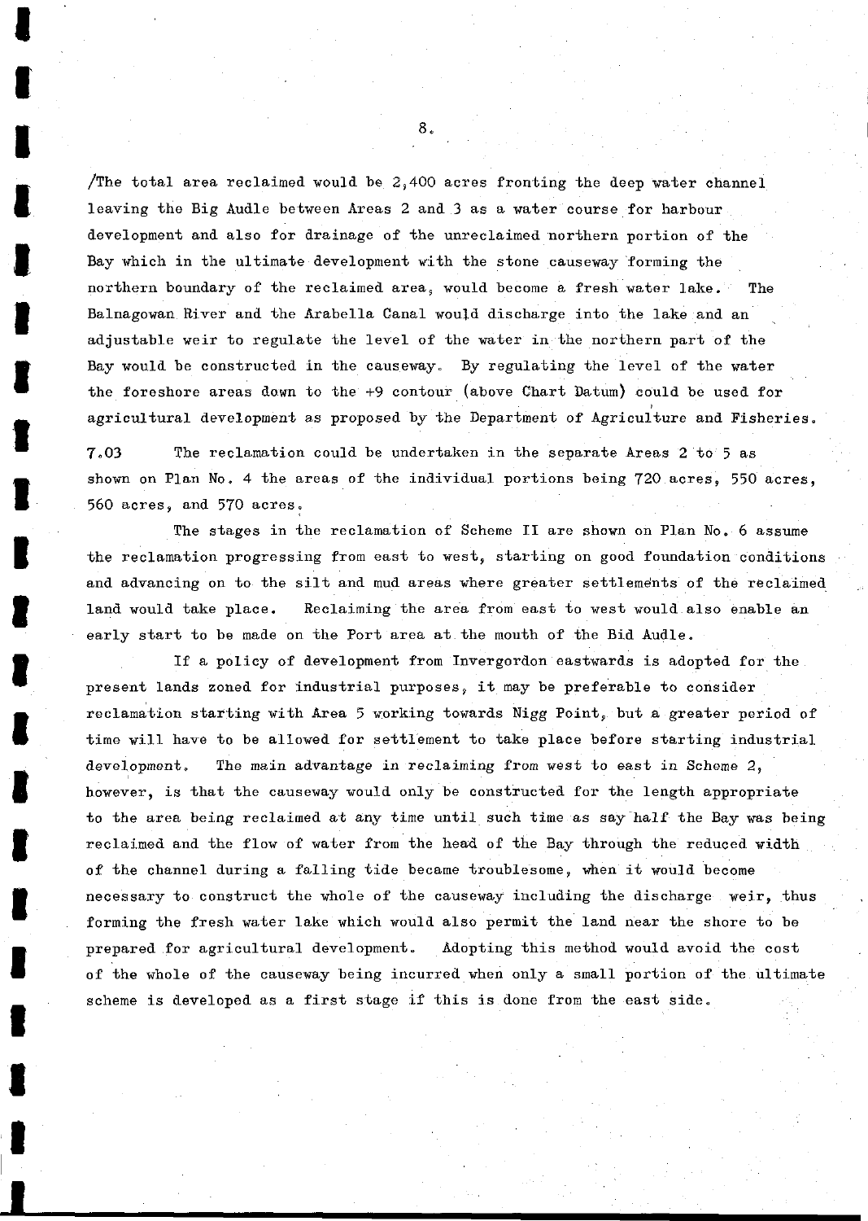/The total area reclaimed would be 2,400 acres fronting the deep water channel leaving the Big Audle between Areas 2 and 3 as a water course for harbour development and also for drainage of the unreclaimed northern portion of the Bay which in the ultimate development with the stone causeway forming the northern boundary of the reclaimed area, would become a fresh water lake. The Balnagowan River and the Arabella Canal would discharge into the lake and an adjustable weir to regulate the level of the water in the northern part of the Bay would be constructed in the causeway. By regulating the level of the water the foreshore areas down to the +9 contour (above Chart Datum) could be used for agricultural development as proposed by the Department of Agriculture and Fisheries.

7.03 The reclamation could be undertaken in the separate Areas 2 to 5 as shown on Plan No. 4 the areas of the individual portions being 720 acres, 550 acres, 560 acres, and 570 acres.

The stages in the reclamation of Scheme II are shown on Plan No. 6 assume the reclamation progressing from east to west, starting on good foundation conditions and advancing on to the silt and mud areas where greater settlements of the reclaimed land would take place. Reclaiming the area from east to west would also enable an early start to be made on the Port area at the mouth of the Bid Audle.

If a policy of development from Invergordon eastwards is adopted for the present lands zoned for industrial purposes, it may be preferable to consider reclamation starting with Area 5 working towards Nigg Point, but a greater period of time will have to be allowed for settlement to take place before starting industrial development. The main advantage in reclaiming from west to east in Scheme 2, however, is that the causeway would only be constructed for the length appropriate to the area being reclaimed at any time until such time as say half the Bay was being reclaimed and the flow of water from the head of the Bay through the reduced width of the channel during a falling tide became troublesome, when it would become necessary to construct the whole of the causeway including the discharge weir, thus forming the fresh water lake which would also permit the land near the shore to be prepared for agricultural development. Adopting this method would avoid the cost of the whole of the causeway being incurred when only a small portion of the ultimate scheme is developed as a first stage if this is done from the east side.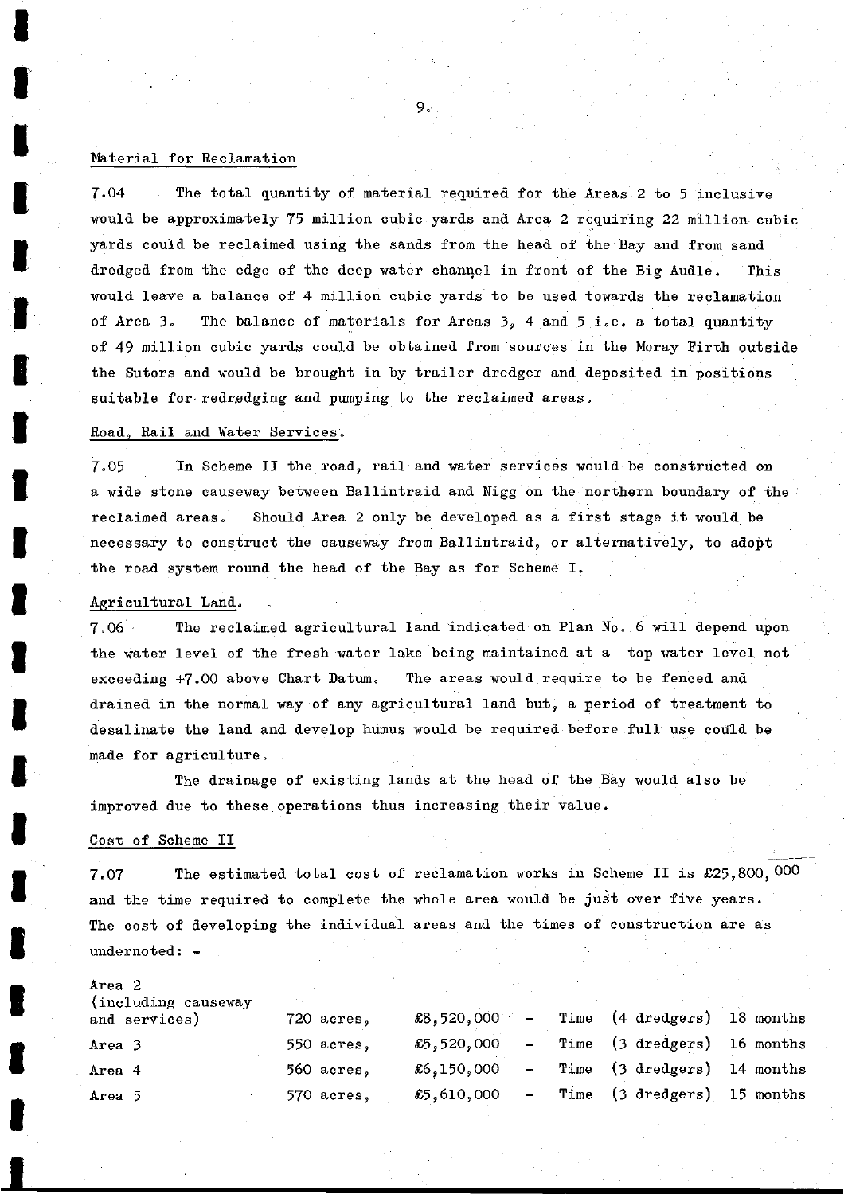Material for Reclamation

7.04 The total quantity of material required for the Areas 2 to 5 inclusive would be approximately 75 million cubic yards and Area 2 requiring 22 million cubic yards could be reclaimed using the sands from the head of the Bay and from sand dredged from the edge of the deep water channel in front of the Big Audle. This would leave a balance of 4 million cubic yards to be used towards the reclamation of Area 3. The balance of materials for Areas 3, 4 and 5 i.e. a total quantity of 49 million cubic yards could be obtained from sources in the Moray Firth outside the Sutors and would be brought in by trailer dredger and deposited in positions suitable for redredging and pumping to the reclaimed areas.

Road, Rail and Water Services.

7.05 In Scheme II the road, rail and water services would be constructed on a wide stone causeway between Ballintraid and Nigg on the northern boundary of the reclaimed areas. Should Area 2 only be developed as a first stage it would be necessary to construct the causeway from Ballintraid, or alternatively, to adopt the road system round the head of the Bay as for Scheme I.

Agricultural Land.

7.06 The reclaimed agricultural land indicated on Plan No. 6 will depend upon the water level of the fresh water lake being maintained at a top water level not exceeding +7.00 above Chart Datum. The areas would require to be fenced and drained in the normal way of any agricultural land but, a period of treatment to desalinate the land and develop humus would be required before full use could be made for agriculture.

The drainage of existing lands at the head of the Bay would also be improved due to these operations thus increasing their value.

Cost of Scheme II

7.07 The estimated total cost of reclamation works in Scheme II is £25,800,000 and the time required to complete the whole area would be just over five years. The cost of developing the individual areas and the times of construction are as undernoted: -

| | | | | |
|---|---|---|---|---|
| Area 2 (including causeway and services) | 720 acres, | £8,520,000 | - Time (4 dredgers) | 18 months |
| Area 3 | 550 acres, | £5,520,000 | - Time (3 dredgers) | 16 months |
| Area 4 | 560 acres, | £6,150,000 | - Time (3 dredgers) | 14 months |
| Area 5 | 570 acres, | £5,610,000 | - Time (3 dredgers) | 15 months |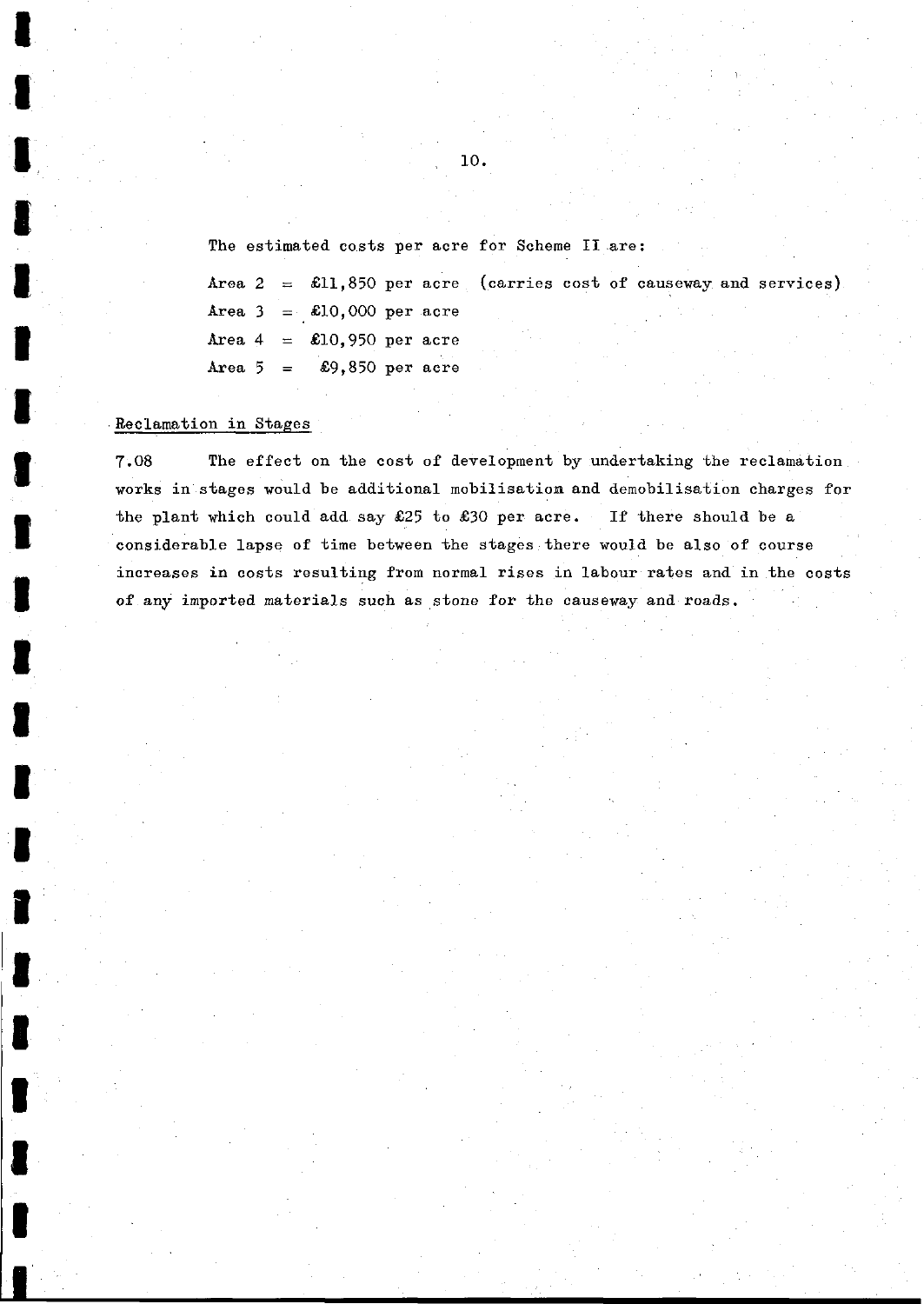The estimated costs per acre for Scheme II are:

Area 2 = £11,850 per acre (carries cost of causeway and services)
Area 3 = £10,000 per acre
Area 4 = £10,950 per acre
Area 5 = £9,850 per acre

Reclamation in Stages

7.08 The effect on the cost of development by undertaking the reclamation works in stages would be additional mobilisation and demobilisation charges for the plant which could add say £25 to £30 per acre. If there should be a considerable lapse of time between the stages there would be also of course increases in costs resulting from normal rises in labour rates and in the costs of any imported materials such as stone for the causeway and roads.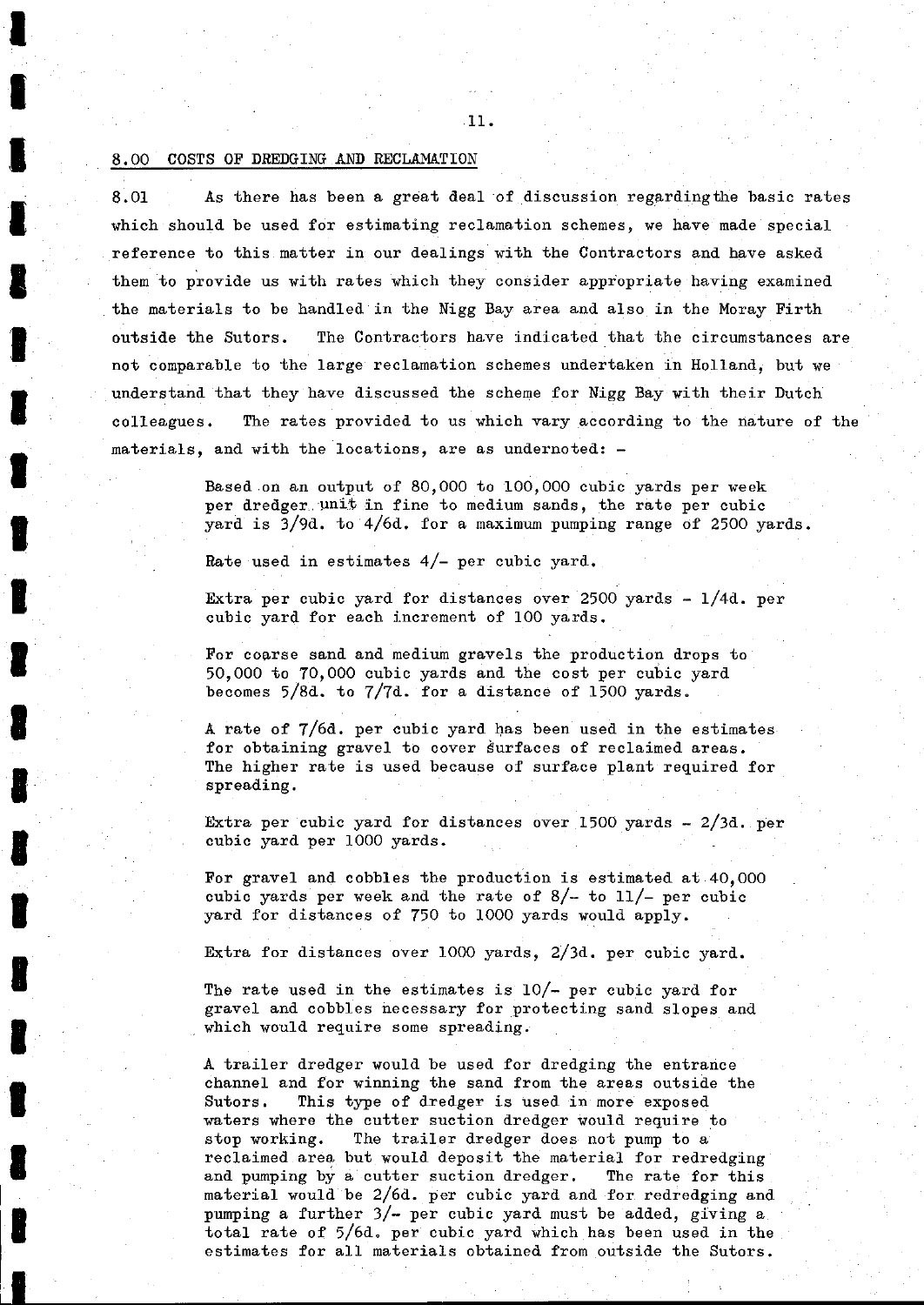## 8.00 COSTS OF DREDGING AND RECLAMATION

8.01 As there has been a great deal of discussion regardingthe basic rates which should be used for estimating reclamation schemes, we have made special reference to this matter in our dealings with the Contractors and have asked them to provide us with rates which they consider appropriate having examined the materials to be handled in the Nigg Bay area and also in the Moray Firth outside the Sutors. The Contractors have indicated that the circumstances are not comparable to the large reclamation schemes undertaken in Holland, but we understand that they have discussed the scheme for Nigg Bay with their Dutch colleagues. The rates provided to us which vary according to the nature of the materials, and with the locations, are as undernoted: -

> Based on an output of 80,000 to 100,000 cubic yards per week per dredger unit in fine to medium sands, the rate per cubic yard is 3/9d. to 4/6d. for a maximum pumping range of 2500 yards.
>
> Rate used in estimates 4/- per cubic yard.
>
> Extra per cubic yard for distances over 2500 yards - 1/4d. per cubic yard for each increment of 100 yards.
>
> For coarse sand and medium gravels the production drops to 50,000 to 70,000 cubic yards and the cost per cubic yard becomes 5/8d. to 7/7d. for a distance of 1500 yards.
>
> A rate of 7/6d. per cubic yard has been used in the estimates for obtaining gravel to cover surfaces of reclaimed areas. The higher rate is used because of surface plant required for spreading.
>
> Extra per cubic yard for distances over 1500 yards - 2/3d. per cubic yard per 1000 yards.
>
> For gravel and cobbles the production is estimated at 40,000 cubic yards per week and the rate of 8/- to 11/- per cubic yard for distances of 750 to 1000 yards would apply.
>
> Extra for distances over 1000 yards, 2/3d. per cubic yard.
>
> The rate used in the estimates is 10/- per cubic yard for gravel and cobbles necessary for protecting sand slopes and which would require some spreading.
>
> A trailer dredger would be used for dredging the entrance channel and for winning the sand from the areas outside the Sutors. This type of dredger is used in more exposed waters where the cutter suction dredger would require to stop working. The trailer dredger does not pump to a reclaimed area but would deposit the material for redredging and pumping by a cutter suction dredger. The rate for this material would be 2/6d. per cubic yard and for redredging and pumping a further 3/- per cubic yard must be added, giving a total rate of 5/6d. per cubic yard which has been used in the estimates for all materials obtained from outside the Sutors.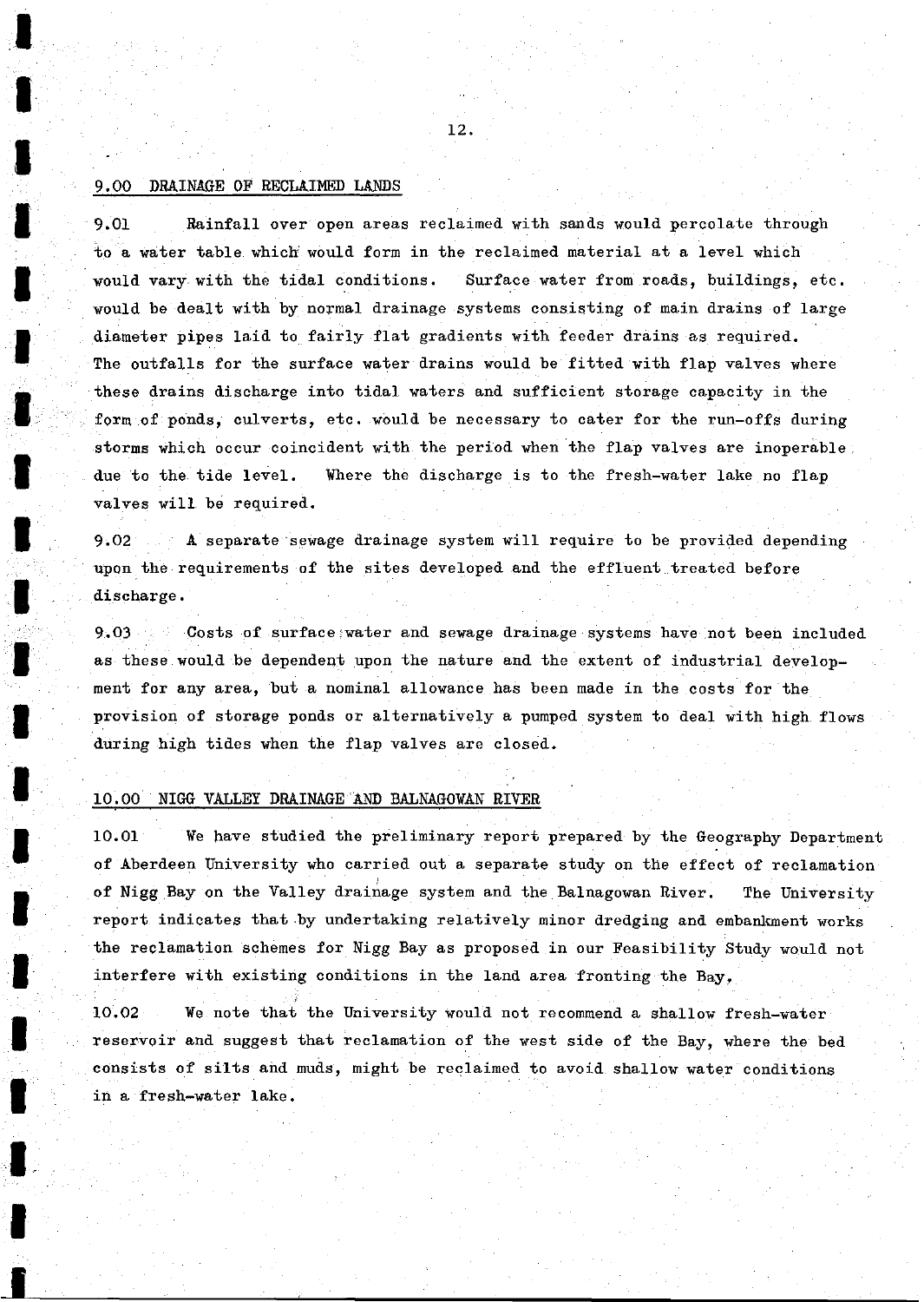## 9.00 DRAINAGE OF RECLAIMED LANDS

9.01 Rainfall over open areas reclaimed with sands would percolate through to a water table which would form in the reclaimed material at a level which would vary with the tidal conditions. Surface water from roads, buildings, etc. would be dealt with by normal drainage systems consisting of main drains of large diameter pipes laid to fairly flat gradients with feeder drains as required. The outfalls for the surface water drains would be fitted with flap valves where these drains discharge into tidal waters and sufficient storage capacity in the form of ponds, culverts, etc. would be necessary to cater for the run-offs during storms which occur coincident with the period when the flap valves are inoperable due to the tide level. Where the discharge is to the fresh-water lake no flap valves will be required.

9.02 A separate sewage drainage system will require to be provided depending upon the requirements of the sites developed and the effluent treated before discharge.

9.03 Costs of surface water and sewage drainage systems have not been included as these would be dependent upon the nature and the extent of industrial development for any area, but a nominal allowance has been made in the costs for the provision of storage ponds or alternatively a pumped system to deal with high flows during high tides when the flap valves are closed.

## 10.00 NIGG VALLEY DRAINAGE AND BALNAGOWAN RIVER

10.01 We have studied the preliminary report prepared by the Geography Department of Aberdeen University who carried out a separate study on the effect of reclamation of Nigg Bay on the Valley drainage system and the Balnagowan River. The University report indicates that by undertaking relatively minor dredging and embankment works the reclamation schemes for Nigg Bay as proposed in our Feasibility Study would not interfere with existing conditions in the land area fronting the Bay.

10.02 We note that the University would not recommend a shallow fresh-water reservoir and suggest that reclamation of the west side of the Bay, where the bed consists of silts and muds, might be reclaimed to avoid shallow water conditions in a fresh-water lake.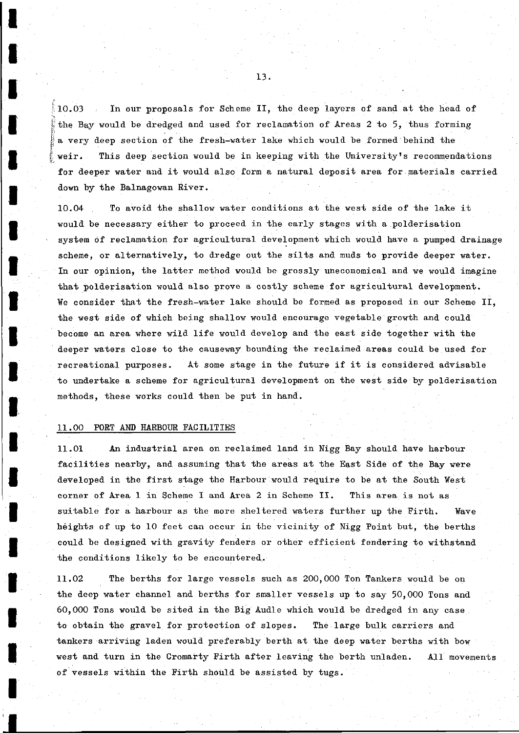10.03 In our proposals for Scheme II, the deep layers of sand at the head of the Bay would be dredged and used for reclamation of Areas 2 to 5, thus forming a very deep section of the fresh-water lake which would be formed behind the weir. This deep section would be in keeping with the University's recommendations for deeper water and it would also form a natural deposit area for materials carried down by the Balnagowan River.

10.04 To avoid the shallow water conditions at the west side of the lake it would be necessary either to proceed in the early stages with a polderisation system of reclamation for agricultural development which would have a pumped drainage scheme, or alternatively, to dredge out the silts and muds to provide deeper water. In our opinion, the latter method would be grossly uneconomical and we would imagine that polderisation would also prove a costly scheme for agricultural development. We consider that the fresh-water lake should be formed as proposed in our Scheme II, the west side of which being shallow would encourage vegetable growth and could become an area where wild life would develop and the east side together with the deeper waters close to the causeway bounding the reclaimed areas could be used for recreational purposes. At some stage in the future if it is considered advisable to undertake a scheme for agricultural development on the west side by polderisation methods, these works could then be put in hand.

## 11.00 PORT AND HARBOUR FACILITIES

11.01 An industrial area on reclaimed land in Nigg Bay should have harbour facilities nearby, and assuming that the areas at the East Side of the Bay were developed in the first stage the Harbour would require to be at the South West corner of Area 1 in Scheme I and Area 2 in Scheme II. This area is not as suitable for a harbour as the more sheltered waters further up the Firth. Wave heights of up to 10 feet can occur in the vicinity of Nigg Point but, the berths could be designed with gravity fenders or other efficient fendering to withstand the conditions likely to be encountered.

11.02 The berths for large vessels such as 200,000 Ton Tankers would be on the deep water channel and berths for smaller vessels up to say 50,000 Tons and 60,000 Tons would be sited in the Big Audle which would be dredged in any case to obtain the gravel for protection of slopes. The large bulk carriers and tankers arriving laden would preferably berth at the deep water berths with bow west and turn in the Cromarty Firth after leaving the berth unladen. All movements of vessels within the Firth should be assisted by tugs.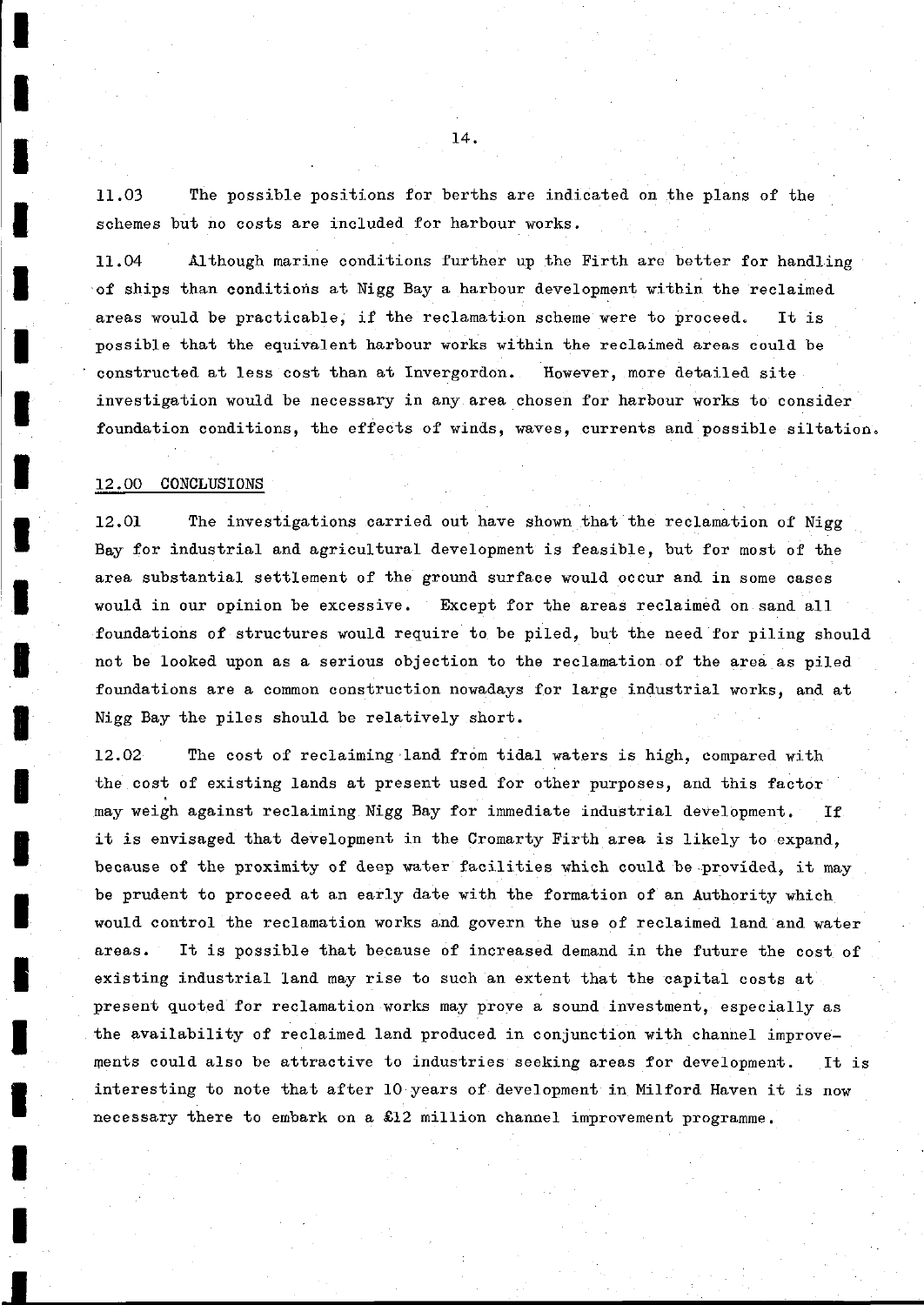11.03 The possible positions for berths are indicated on the plans of the schemes but no costs are included for harbour works.

11.04 Although marine conditions further up the Firth are better for handling of ships than conditions at Nigg Bay a harbour development within the reclaimed areas would be practicable, if the reclamation scheme were to proceed. It is possible that the equivalent harbour works within the reclaimed areas could be constructed at less cost than at Invergordon. However, more detailed site investigation would be necessary in any area chosen for harbour works to consider foundation conditions, the effects of winds, waves, currents and possible siltation.

## 12.00 CONCLUSIONS

12.01 The investigations carried out have shown that the reclamation of Nigg Bay for industrial and agricultural development is feasible, but for most of the area substantial settlement of the ground surface would occur and in some cases would in our opinion be excessive. Except for the areas reclaimed on sand all foundations of structures would require to be piled, but the need for piling should not be looked upon as a serious objection to the reclamation of the area as piled foundations are a common construction nowadays for large industrial works, and at Nigg Bay the piles should be relatively short.

12.02 The cost of reclaiming land from tidal waters is high, compared with the cost of existing lands at present used for other purposes, and this factor may weigh against reclaiming Nigg Bay for immediate industrial development. If it is envisaged that development in the Cromarty Firth area is likely to expand, because of the proximity of deep water facilities which could be provided, it may be prudent to proceed at an early date with the formation of an Authority which would control the reclamation works and govern the use of reclaimed land and water areas. It is possible that because of increased demand in the future the cost of existing industrial land may rise to such an extent that the capital costs at present quoted for reclamation works may prove a sound investment, especially as the availability of reclaimed land produced in conjunction with channel improvements could also be attractive to industries seeking areas for development. It is interesting to note that after 10 years of development in Milford Haven it is now necessary there to embark on a £12 million channel improvement programme.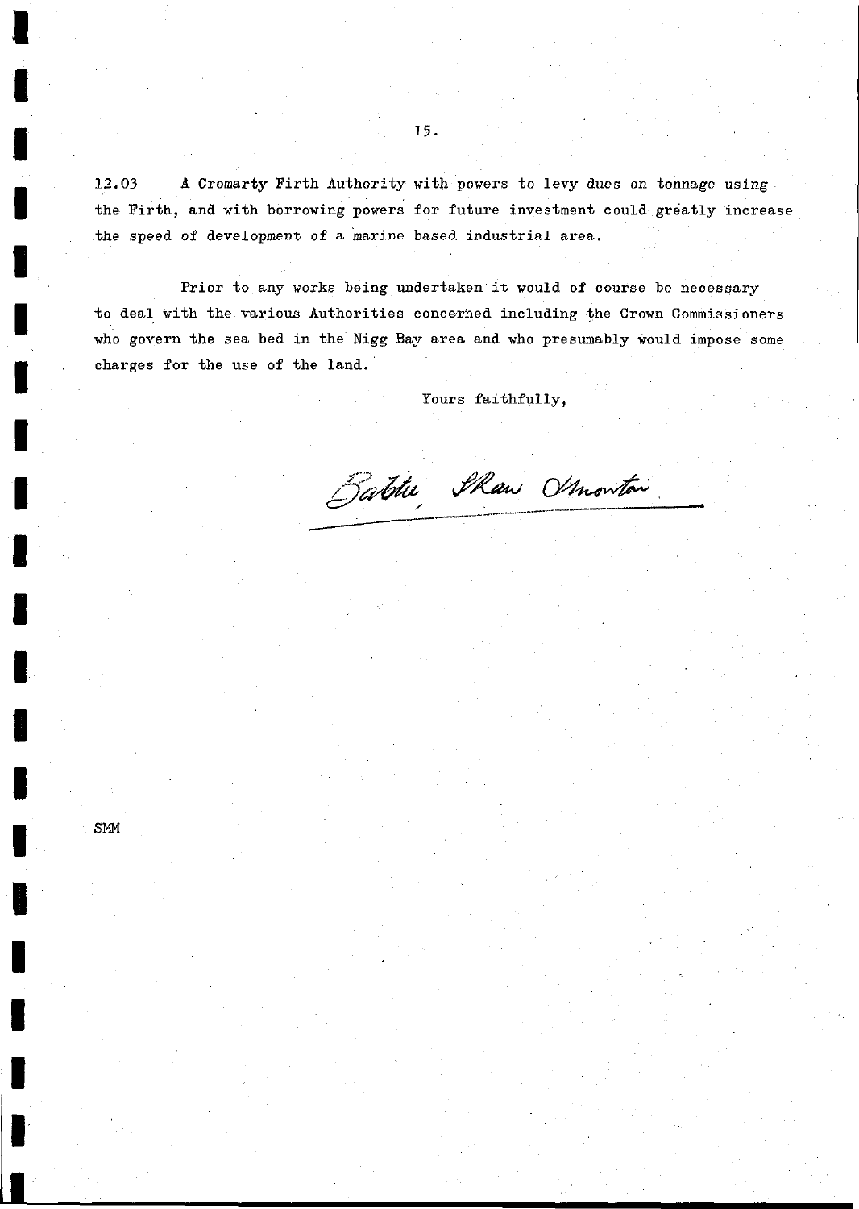12.03 A Cromarty Firth Authority with powers to levy dues on tonnage using the Firth, and with borrowing powers for future investment could greatly increase the speed of development of a marine based industrial area.

Prior to any works being undertaken it would of course be necessary to deal with the various Authorities concerned including the Crown Commissioners who govern the sea bed in the Nigg Bay area and who presumably would impose some charges for the use of the land.

Yours faithfully,

Babtie Shaw Morton

SMM